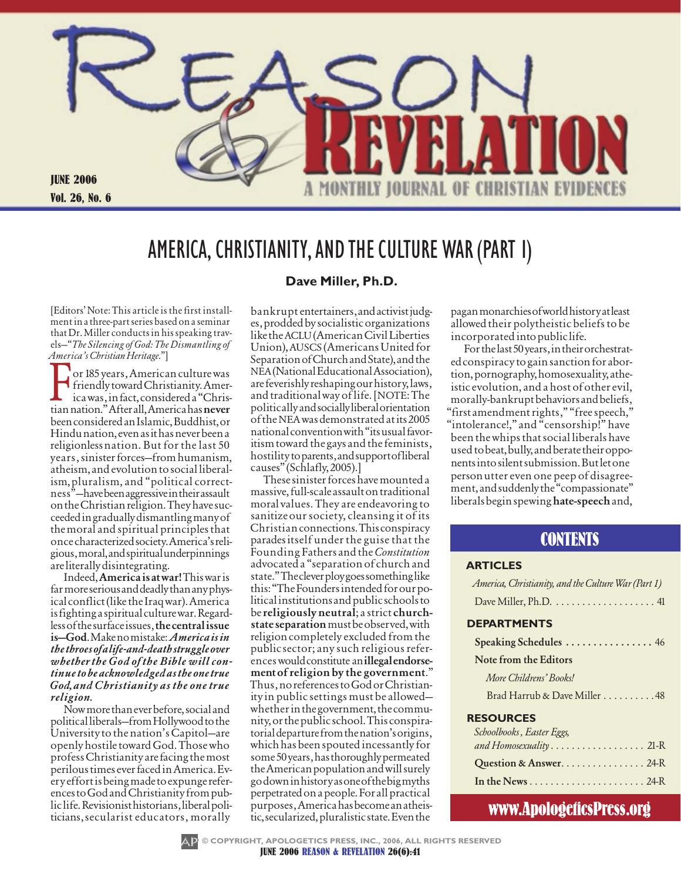# REASON & REVELATION

A MONTHLY JOURNAL OF CHRISTIAN EVIDENCES

JUNE 2006
Vol. 26, No. 6

## AMERICA, CHRISTIANITY, AND THE CULTURE WAR (PART 1)

**Dave Miller, Ph.D.**

[Editors' Note: This article is the first installment in a three-part series based on a seminar that Dr. Miller conducts in his speaking travels—"*The Silencing of God: The Dismantling of America's Christian Heritage*."]

For 185 years, American culture was friendly toward Christianity. America was, in fact, considered a "Christian nation." After all, America has **never** been considered an Islamic, Buddhist, or Hindu nation, even as it has never been a religionless nation. But for the last 50 years, sinister forces—from humanism, atheism, and evolution to social liberalism, pluralism, and "political correctness"—have been aggressive in their assault on the Christian religion. They have succeeded in gradually dismantling many of the moral and spiritual principles that once characterized society. America's religious, moral, and spiritual underpinnings are literally disintegrating.

Indeed, **America is at war!** This war is far more serious and deadly than any physical conflict (like the Iraq war). America is fighting a spiritual culture war. Regardless of the surface issues, **the central issue is—God**. Make no mistake: ***America is in the throes of a life-and-death struggle over whether the God of the Bible will continue to be acknowledged as the one true God, and Christianity as the one true religion.***

Now more than ever before, social and political liberals—from Hollywood to the University to the nation's Capitol—are openly hostile toward God. Those who profess Christianity are facing the most perilous times ever faced in America. Every effort is being made to expunge references to God and Christianity from public life. Revisionist historians, liberal politicians, secularist educators, morally bankrupt entertainers, and activist judges, prodded by socialistic organizations like the ACLU (American Civil Liberties Union), AUSCS (Americans United for Separation of Church and State), and the NEA (National Educational Association), are feverishly reshaping our history, laws, and traditional way of life. [NOTE: The politically and socially liberal orientation of the NEA was demonstrated at its 2005 national convention with "its usual favoritism toward the gays and the feminists, hostility to parents, and support of liberal causes" (Schlafly, 2005).]

These sinister forces have mounted a massive, full-scale assault on traditional moral values. They are endeavoring to sanitize our society, cleansing it of its Christian connections. This conspiracy parades itself under the guise that the Founding Fathers and the *Constitution* advocated a "separation of church and state." The clever ploy goes something like this: "The Founders intended for our political institutions and public schools to be **religiously neutral**; a strict **church-state separation** must be observed, with religion completely excluded from the public sector; any such religious references would constitute an **illegal endorsement of religion by the government**." Thus, no references to God or Christianity in public settings must be allowed—whether in the government, the community, or the public school. This conspiratorial departure from the nation's origins, which has been spouted incessantly for some 50 years, has thoroughly permeated the American population and will surely go down in history as one of the big myths perpetrated on a people. For all practical purposes, America has become an atheistic, secularized, pluralistic state. Even the pagan monarchies of world history at least allowed their polytheistic beliefs to be incorporated into public life.

For the last 50 years, in their orchestrated conspiracy to gain sanction for abortion, pornography, homosexuality, atheistic evolution, and a host of other evil, morally-bankrupt behaviors and beliefs, "first amendment rights," "free speech," "intolerance!," and "censorship!" have been the whips that social liberals have used to beat, bully, and berate their opponents into silent submission. But let one person utter even one peep of disagreement, and suddenly the "compassionate" liberals begin spewing **hate-speech** and,

## CONTENTS

**ARTICLES**

*America, Christianity, and the Culture War (Part 1)*
Dave Miller, Ph.D. . . . . . . . . . . . . . . . . . . . 41

**DEPARTMENTS**

**Speaking Schedules** . . . . . . . . . . . . . . . . 46

**Note from the Editors**
*More Childrens' Books!*
Brad Harrub & Dave Miller . . . . . . . . . . 48

**RESOURCES**

*Schoolbooks, Easter Eggs, and Homosexuality* . . . . . . . . . . . . . . . . . . 21-R

**Question & Answer** . . . . . . . . . . . . . . . . 24-R

**In the News** . . . . . . . . . . . . . . . . . . . . . . 24-R

www.ApologeticsPress.org

© COPYRIGHT, APOLOGETICS PRESS, INC., 2006, ALL RIGHTS RESERVED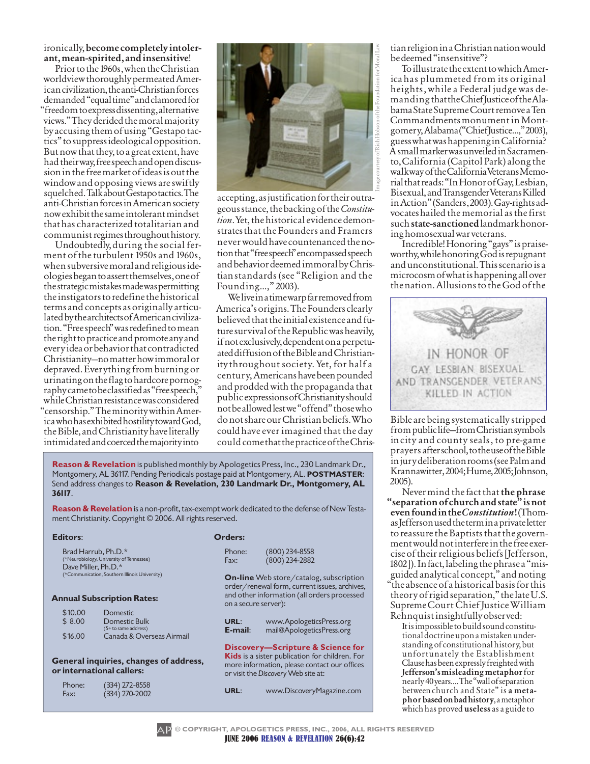ironically, **become completely intolerant, mean-spirited, and insensitive**!

Prior to the 1960s, when the Christian worldview thoroughly permeated American civilization, the anti-Christian forces demanded "equal time" and clamored for "freedom to express dissenting, alternative views." They derided the moral majority by accusing them of using "Gestapo tactics" to suppress ideological opposition. But now that they, to a great extent, have had their way, free speech and open discussion in the free market of ideas is out the window and opposing views are swiftly squelched. Talk about Gestapo tactics. The anti-Christian forces in American society now exhibit the same intolerant mindset that has characterized totalitarian and communist regimes throughout history.

Undoubtedly, during the social ferment of the turbulent 1950s and 1960s, when subversive moral and religious ideologies began to assert themselves, one of the strategic mistakes made was permitting the instigators to redefine the historical terms and concepts as originally articulated by the architects of American civilization. "Free speech" was redefined to mean the right to practice and promote any and every idea or behavior that contradicted Christianity—no matter how immoral or depraved. Everything from burning or urinating on the flag to hardcore pornography came to be classified as "free speech," while Christian resistance was considered "censorship." The minority within America who has exhibited hostility toward God, the Bible, and Christianity have literally intimidated and coerced the majority into accepting, as justification for their outrageous stance, the backing of the *Constitution*. Yet, the historical evidence demonstrates that the Founders and Framers never would have countenanced the notion that "free speech" encompassed speech and behavior deemed immoral by Christian standards (see "Religion and the Founding...," 2003).

We live in a time warp far removed from America's origins. The Founders clearly believed that the initial existence and future survival of the Republic was heavily, if not exclusively, dependent on a perpetuated diffusion of the Bible and Christianity throughout society. Yet, for half a century, Americans have been pounded and prodded with the propaganda that public expressions of Christianity should not be allowed lest we "offend" those who do not share our Christian beliefs. Who could have ever imagined that the day could come that the practice of the Christian religion in a Christian nation would be deemed "insensitive"?

To illustrate the extent to which America has plummeted from its original heights, while a Federal judge was demanding that the Chief Justice of the Alabama State Supreme Court remove a Ten Commandments monument in Montgomery, Alabama ("Chief Justice...," 2003), guess what was happening in California? A small marker was unveiled in Sacramento, California (Capitol Park) along the walkway of the California Veterans Memorial that reads: "In Honor of Gay, Lesbian, Bisexual, and Transgender Veterans Killed in Action" (Sanders, 2003). Gay-rights advocates hailed the memorial as the first such **state-sanctioned** landmark honoring homosexual war veterans.

Incredible! Honoring "gays" is praiseworthy, while honoring God is repugnant and unconstitutional. This scenario is a microcosm of what is happening all over the nation. Allusions to the God of the Bible are being systematically stripped from public life—from Christian symbols in city and county seals, to pre-game prayers after school, to the use of the Bible in jury deliberation rooms (see Palm and Krannawitter, 2004; Hume, 2005; Johnson, 2005).

Never mind the fact that **the phrase "separation of church and state" is not even found in the *Constitution*!** (Thomas Jefferson used the term in a private letter to reassure the Baptists that the government would not interfere in the free exercise of their religious beliefs [Jefferson, 1802]). In fact, labeling the phrase a "misguided analytical concept," and noting "the absence of a historical basis for this theory of rigid separation," the late U.S. Supreme Court Chief Justice William Rehnquist insightfully observed:

> It is impossible to build sound constitutional doctrine upon a mistaken understanding of constitutional history, but unfortunately the Establishment Clause has been expressly freighted with **Jefferson's misleading metaphor** for nearly 40 years.... The "wall of separation between church and State" is **a metaphor based on bad history**, a metaphor which has proved **useless** as a guide to

---

**Reason & Revelation** is published monthly by Apologetics Press, Inc., 230 Landmark Dr., Montgomery, AL 36117. Pending Periodicals postage paid at Montgomery, AL. **POSTMASTER**: Send address changes to **Reason & Revelation, 230 Landmark Dr., Montgomery, AL 36117**.

**Reason & Revelation** is a non-profit, tax-exempt work dedicated to the defense of New Testament Christianity. Copyright © 2006. All rights reserved.

**Editors**:

Brad Harrub, Ph.D.*
(*Neurobiology, University of Tennessee)
Dave Miller, Ph.D.*
(*Communication, Southern Illinois University)

**Annual Subscription Rates:**

| | |
|---|---|
| $10.00 | Domestic |
| $ 8.00 | Domestic Bulk (5+ to same address) |
| $16.00 | Canada & Overseas Airmail |

**General inquiries, changes of address, or international callers:**

Phone: (334) 272-8558
Fax: (334) 270-2002

**Orders:**

Phone: (800) 234-8558
Fax: (800) 234-2882

**On-line** Web store/catalog, subscription order/renewal form, current issues, archives, and other information (all orders processed on a secure server):

**URL**: www.ApologeticsPress.org
**E-mail**: mail@ApologeticsPress.org

**Discovery—Scripture & Science for Kids** is a sister publication for children. For more information, please contact our offices or visit the *Discovery* Web site at:

**URL**: www.DiscoveryMagazine.com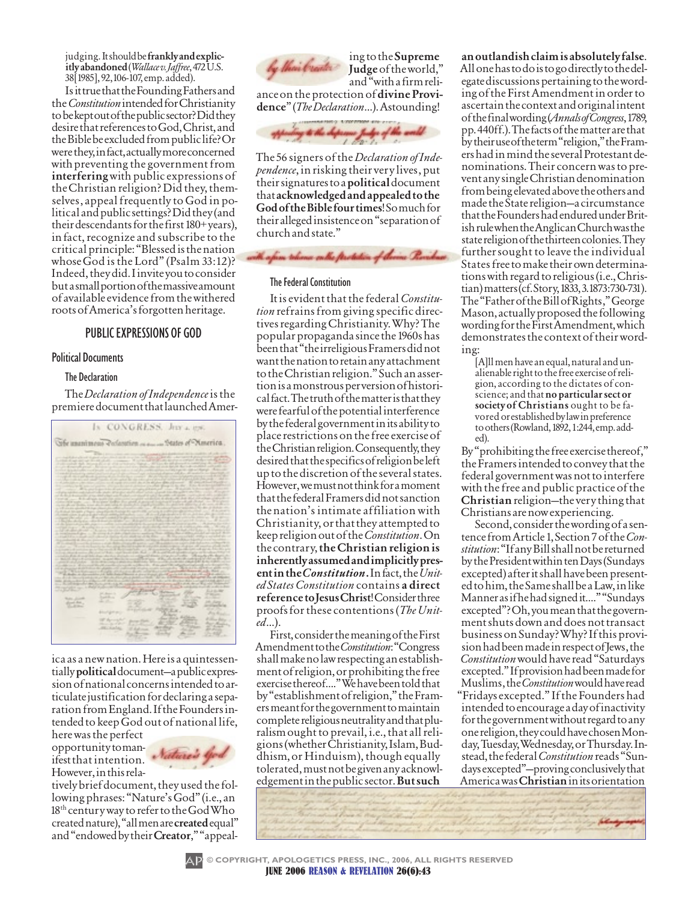judging. It should be **frankly and explicitly abandoned** (*Wallace v. Jaffree*, 472 U.S. 38 [1985], 92, 106-107, emp. added).

Is it true that the Founding Fathers and the *Constitution* intended for Christianity to be kept out of the public sector? Did they desire that references to God, Christ, and the Bible be excluded from public life? Or were they, in fact, actually more concerned with preventing the government from **interfering** with public expressions of the Christian religion? Did they, themselves, appeal frequently to God in political and public settings? Did they (and their descendants for the first 180+ years), in fact, recognize and subscribe to the critical principle: "Blessed is the nation whose God is the Lord" (Psalm 33:12)? Indeed, they did. I invite you to consider but a small portion of the massive amount of available evidence from the withered roots of America's forgotten heritage.

## PUBLIC EXPRESSIONS OF GOD

### Political Documents

#### The Declaration

The *Declaration of Independence* is the premiere document that launched America as a new nation. Here is a quintessentially **political** document—a public expression of national concerns intended to articulate justification for declaring a separation from England. If the Founders intended to keep God out of national life, here was the perfect opportunity to manifest that intention. However, in this relatively brief document, they used the following phrases: "Nature's God" (i.e., an 18[th] century way to refer to the God Who created nature), "all men are **created** equal" and "endowed by their **Creator**," "appealing to the **Supreme Judge** of the world," and "with a firm reliance on the protection of **divine Providence**" (*The Declaration*...). Astounding!

The 56 signers of the *Declaration of Independence*, in risking their very lives, put their signatures to a **political** document that **acknowledged and appealed to the God of the Bible four times**! So much for their alleged insistence on "separation of church and state."

#### The Federal Constitution

It is evident that the federal *Constitution* refrains from giving specific directives regarding Christianity. Why? The popular propaganda since the 1960s has been that "the irreligious Framers did not want the nation to retain any attachment to the Christian religion." Such an assertion is a monstrous perversion of historical fact. The truth of the matter is that they were fearful of the potential interference by the federal government in its ability to place restrictions on the free exercise of the Christian religion. Consequently, they desired that the specifics of religion be left up to the discretion of the several states. However, we must not think for a moment that the federal Framers did not sanction the nation's intimate affiliation with Christianity, or that they attempted to keep religion out of the *Constitution*. On the contrary, **the Christian religion is inherently assumed and implicitly present in the *Constitution***. In fact, the *United States Constitution* contains **a direct reference to Jesus Christ**! Consider three proofs for these contentions (*The United*...).

First, consider the meaning of the First Amendment to the *Constitution*: "Congress shall make no law respecting an establishment of religion, or prohibiting the free exercise thereof...." We have been told that by "establishment of religion," the Framers meant for the government to maintain complete religious neutrality and that pluralism ought to prevail, i.e., that all religions (whether Christianity, Islam, Buddhism, or Hinduism), though equally tolerated, must not be given any acknowledgement in the public sector. **But such an outlandish claim is absolutely false**. All one has to do is to go directly to the delegate discussions pertaining to the wording of the First Amendment in order to ascertain the context and original intent of the final wording (*Annals of Congress*, 1789, pp. 440ff.). The facts of the matter are that by their use of the term "religion," the Framers had in mind the several Protestant denominations. Their concern was to prevent any single Christian denomination from being elevated above the others and made the State religion—a circumstance that the Founders had endured under British rule when the Anglican Church was the state religion of the thirteen colonies. They further sought to leave the individual States free to make their own determinations with regard to religious (i.e., Christian) matters (cf. Story, 1833, 3.1873:730-731). The "Father of the Bill of Rights," George Mason, actually proposed the following wording for the First Amendment, which demonstrates the context of their wording:

> [A]ll men have an equal, natural and unalienable right to the free exercise of religion, according to the dictates of conscience; and that **no particular sect or society of Christians** ought to be favored or established by law in preference to others (Rowland, 1892, 1:244, emp. added).

By "prohibiting the free exercise thereof," the Framers intended to convey that the federal government was not to interfere with the free and public practice of the **Christian** religion—the very thing that Christians are now experiencing.

Second, consider the wording of a sentence from Article 1, Section 7 of the *Constitution*: "If any Bill shall not be returned by the President within ten Days (Sundays excepted) after it shall have been presented to him, the Same shall be a Law, in like Manner as if he had signed it...." "Sundays excepted"? Oh, you mean that the government shuts down and does not transact business on Sunday? Why? If this provision had been made in respect of Jews, the *Constitution* would have read "Saturdays excepted." If provision had been made for Muslims, the *Constitution* would have read "Fridays excepted." If the Founders had intended to encourage a day of inactivity for the government without regard to any one religion, they could have chosen Monday, Tuesday, Wednesday, or Thursday. Instead, the federal *Constitution* reads "Sundays excepted"—proving conclusively that America was **Christian** in its orientation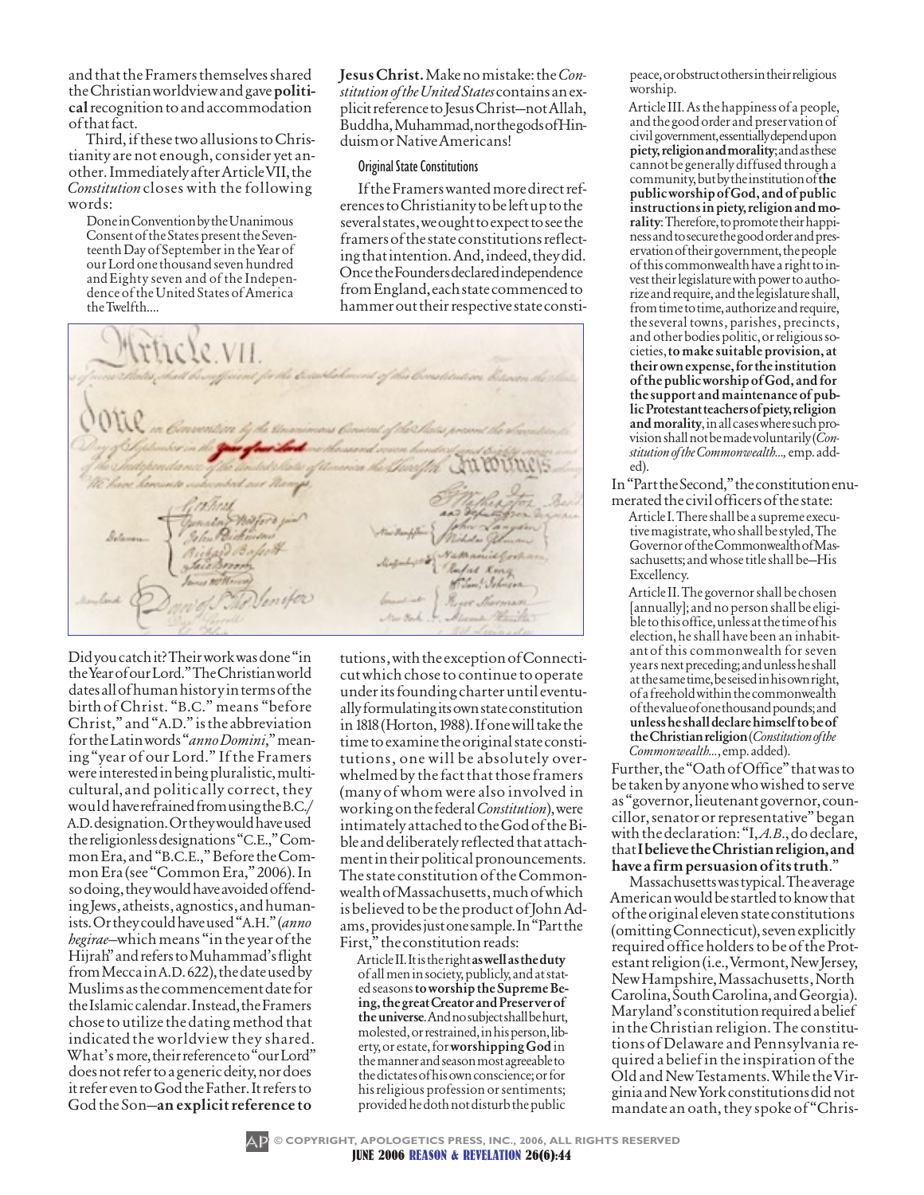and that the Framers themselves shared the Christian worldview and gave **political** recognition to and accommodation of that fact.

Third, if these two allusions to Christianity are not enough, consider yet another. Immediately after Article VII, the *Constitution* closes with the following words:

> Done in Convention by the Unanimous Consent of the States present the Seventeenth Day of September in the Year of our Lord one thousand seven hundred and Eighty seven and of the Independence of the United States of America the Twelfth....

Did you catch it? Their work was done "in the Year of our Lord." The Christian world dates all of human history in terms of the birth of Christ. "B.C." means "before Christ," and "A.D." is the abbreviation for the Latin words "*anno Domini*," meaning "year of our Lord." If the Framers were interested in being pluralistic, multicultural, and politically correct, they would have refrained from using the B.C./A.D. designation. Or they would have used the religionless designations "C.E.," Common Era, and "B.C.E.," Before the Common Era (see "Common Era," 2006). In so doing, they would have avoided offending Jews, atheists, agnostics, and humanists. Or they could have used "A.H." (*anno hegirae*—which means "in the year of the Hijrah" and refers to Muhammad's flight from Mecca in A.D. 622), the date used by Muslims as the commencement date for the Islamic calendar. Instead, the Framers chose to utilize the dating method that indicated the worldview they shared. What's more, their reference to "our Lord" does not refer to a generic deity, nor does it refer even to God the Father. It refers to God the Son—**an explicit reference to Jesus Christ.** Make no mistake: the *Constitution of the United States* contains an explicit reference to Jesus Christ—not Allah, Buddha, Muhammad, nor the gods of Hinduism or Native Americans!

### Original State Constitutions

If the Framers wanted more direct references to Christianity to be left up to the several states, we ought to expect to see the framers of the state constitutions reflecting that intention. And, indeed, they did. Once the Founders declared independence from England, each state commenced to hammer out their respective state constitutions, with the exception of Connecticut which chose to continue to operate under its founding charter until eventually formulating its own state constitution in 1818 (Horton, 1988). If one will take the time to examine the original state constitutions, one will be absolutely overwhelmed by the fact that those framers (many of whom were also involved in working on the federal *Constitution*), were intimately attached to the God of the Bible and deliberately reflected that attachment in their political pronouncements. The state constitution of the Commonwealth of Massachusetts, much of which is believed to be the product of John Adams, provides just one sample. In "Part the First," the constitution reads:

> Article II. It is the right **as well as the duty** of all men in society, publicly, and at stated seasons **to worship the Supreme Being, the great Creator and Preserver of the universe.** And no subject shall be hurt, molested, or restrained, in his person, liberty, or estate, for **worshipping God** in the manner and season most agreeable to the dictates of his own conscience; or for his religious profession or sentiments; provided he doth not disturb the public peace, or obstruct others in their religious worship.
>
> Article III. As the happiness of a people, and the good order and preservation of civil government, essentially depend upon **piety, religion and morality**; and as these cannot be generally diffused through a community, but by the institution of **the public worship of God, and of public instructions in piety, religion and morality**: Therefore, to promote their happiness and to secure the good order and preservation of their government, the people of this commonwealth have a right to invest their legislature with power to authorize and require, and the legislature shall, from time to time, authorize and require, the several towns, parishes, precincts, and other bodies politic, or religious societies, **to make suitable provision, at their own expense, for the institution of the public worship of God, and for the support and maintenance of public Protestant teachers of piety, religion and morality**, in all cases where such provision shall not be made voluntarily (*Constitution of the Commonwealth...*, emp. added).

In "Part the Second," the constitution enumerated the civil officers of the state:

> Article I. There shall be a supreme executive magistrate, who shall be styled, The Governor of the Commonwealth of Massachusetts; and whose title shall be—His Excellency.
>
> Article II. The governor shall be chosen [annually]; and no person shall be eligible to this office, unless at the time of his election, he shall have been an inhabitant of this commonwealth for seven years next preceding; and unless he shall at the same time, be seised in his own right, of a freehold within the commonwealth of the value of one thousand pounds; and **unless he shall declare himself to be of the Christian religion** (*Constitution of the Commonwealth...*, emp. added).

Further, the "Oath of Office" that was to be taken by anyone who wished to serve as "governor, lieutenant governor, councillor, senator or representative" began with the declaration: "I, *A.B.*, do declare, that **I believe the Christian religion, and have a firm persuasion of its truth**."

Massachusetts was typical. The average American would be startled to know that of the original eleven state constitutions (omitting Connecticut), seven explicitly required office holders to be of the Protestant religion (i.e., Vermont, New Jersey, New Hampshire, Massachusetts, North Carolina, South Carolina, and Georgia). Maryland's constitution required a belief in the Christian religion. The constitutions of Delaware and Pennsylvania required a belief in the inspiration of the Old and New Testaments. While the Virginia and New York constitutions did not mandate an oath, they spoke of "Chris-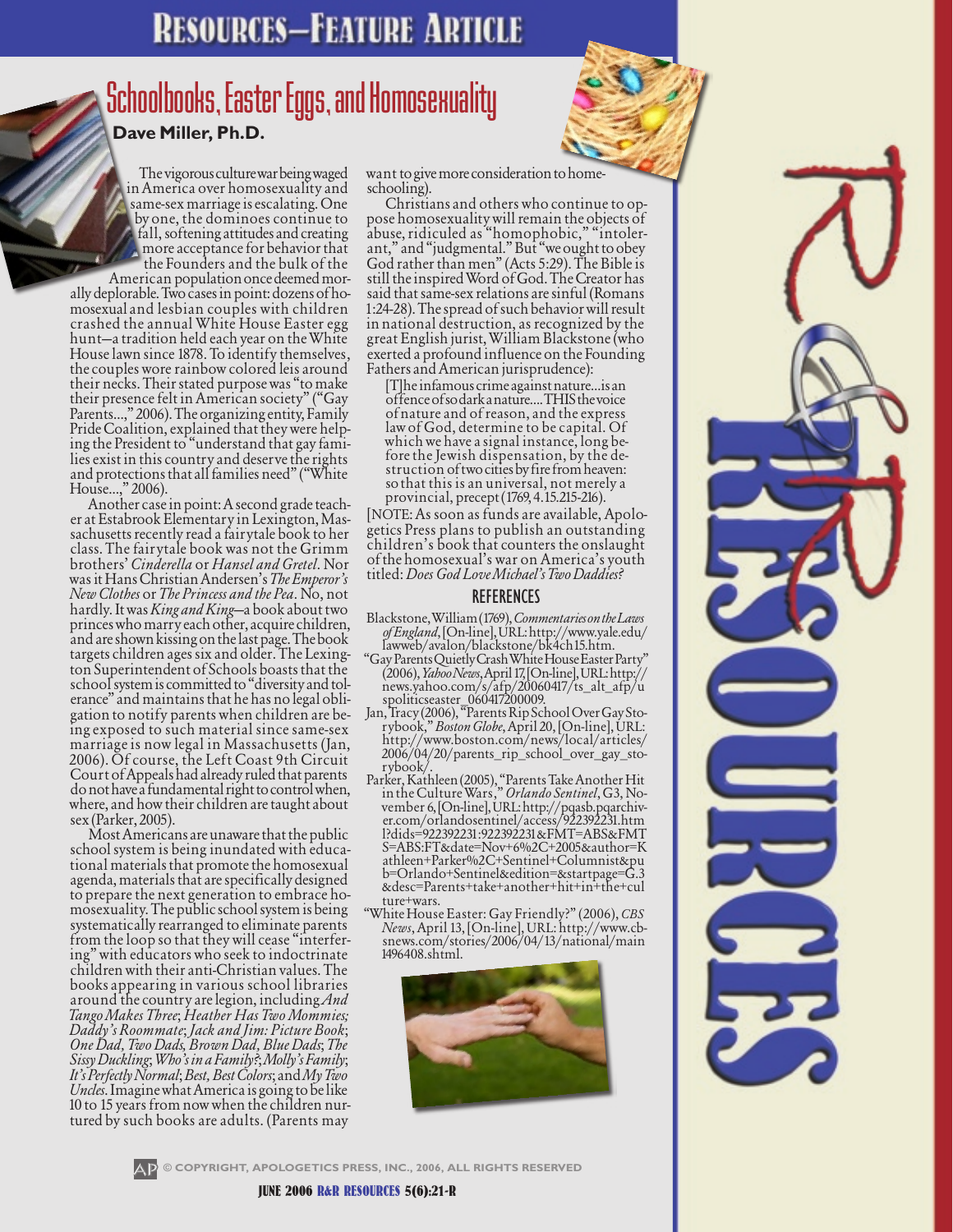# Resources—Feature Article

## Schoolbooks, Easter Eggs, and Homosexuality

**Dave Miller, Ph.D.**

The vigorous culture war being waged in America over homosexuality and same-sex marriage is escalating. One by one, the dominoes continue to fall, softening attitudes and creating more acceptance for behavior that the Founders and the bulk of the American population once deemed morally deplorable. Two cases in point: dozens of homosexual and lesbian couples with children crashed the annual White House Easter egg hunt—a tradition held each year on the White House lawn since 1878. To identify themselves, the couples wore rainbow colored leis around their necks. Their stated purpose was "to make their presence felt in American society" ("Gay Parents...," 2006). The organizing entity, Family Pride Coalition, explained that they were helping the President to "understand that gay families exist in this country and deserve the rights and protections that all families need" ("White House...," 2006).

Another case in point: A second grade teacher at Estabrook Elementary in Lexington, Massachusetts recently read a fairytale book to her class. The fairytale book was not the Grimm brothers' *Cinderella* or *Hansel and Gretel*. Nor was it Hans Christian Andersen's *The Emperor's New Clothes* or *The Princess and the Pea*. No, not hardly. It was *King and King*—a book about two princes who marry each other, acquire children, and are shown kissing on the last page. The book targets children ages six and older. The Lexington Superintendent of Schools boasts that the school system is committed to "diversity and tolerance" and maintains that he has no legal obligation to notify parents when children are being exposed to such material since same-sex marriage is now legal in Massachusetts (Jan, 2006). Of course, the Left Coast 9th Circuit Court of Appeals had already ruled that parents do not have a fundamental right to control when, where, and how their children are taught about sex (Parker, 2005).

Most Americans are unaware that the public school system is being inundated with educational materials that promote the homosexual agenda, materials that are specifically designed to prepare the next generation to embrace homosexuality. The public school system is being systematically rearranged to eliminate parents from the loop so that they will cease "interfering" with educators who seek to indoctrinate children with their anti-Christian values. The books appearing in various school libraries around the country are legion, including *And Tango Makes Three*; *Heather Has Two Mommies; Daddy's Roommate*; *Jack and Jim: Picture Book*; *One Dad, Two Dads, Brown Dad, Blue Dads*; *The Sissy Duckling*; *Who's in a Family?*; *Molly's Family*; *It's Perfectly Normal*; *Best, Best Colors*; and *My Two Uncles*. Imagine what America is going to be like 10 to 15 years from now when the children nurtured by such books are adults. (Parents may want to give more consideration to homeschooling).

Christians and others who continue to oppose homosexuality will remain the objects of abuse, ridiculed as "homophobic," "intolerant," and "judgmental." But "we ought to obey God rather than men" (Acts 5:29). The Bible is still the inspired Word of God. The Creator has said that same-sex relations are sinful (Romans 1:24-28). The spread of such behavior will result in national destruction, as recognized by the great English jurist, William Blackstone (who exerted a profound influence on the Founding Fathers and American jurisprudence):

> [T]he infamous crime against nature...is an offence of so dark a nature....THIS the voice of nature and of reason, and the express law of God, determine to be capital. Of which we have a signal instance, long before the Jewish dispensation, by the destruction of two cities by fire from heaven: so that this is an universal, not merely a provincial, precept (1769, 4.15.215-216).

[NOTE: As soon as funds are available, Apologetics Press plans to publish an outstanding children's book that counters the onslaught of the homosexual's war on America's youth titled: *Does God Love Michael's Two Daddies?*

### REFERENCES

Blackstone, William (1769), *Commentaries on the Laws of England*, [On-line], URL: http://www.yale.edu/lawweb/avalon/blackstone/bk4ch15.htm.

"Gay Parents Quietly Crash White House Easter Party" (2006), *Yahoo News*, April 17, [On-line], URL: http://news.yahoo.com/s/afp/20060417/ts_alt_afp/usspoliticseaster_060417200009.

Jan, Tracy (2006), "Parents Rip School Over Gay Storybook," *Boston Globe*, April 20, [On-line], URL: http://www.boston.com/news/local/articles/2006/04/20/parents_rip_school_over_gay_storybook/.

Parker, Kathleen (2005), "Parents Take Another Hit in the Culture Wars," *Orlando Sentinel*, G3, November 6, [On-line], URL: http://pqasb.pqarchiver.com/orlandosentinel/access/922392231.html?dids=922392231:922392231&FMT=ABS&FMTS=ABS:FT&date=Nov+6%2C+2005&author=Kathleen+Parker%2C+Sentinel+Columnist&pub=Orlando+Sentinel&edition=&startpage=G.3&desc=Parents+take+another+hit+in+the+culture+wars.

"White House Easter: Gay Friendly?" (2006), *CBS News*, April 13, [On-line], URL: http://www.cbsnews.com/stories/2006/04/13/national/main1496408.shtml.

© COPYRIGHT, APOLOGETICS PRESS, INC., 2006, ALL RIGHTS RESERVED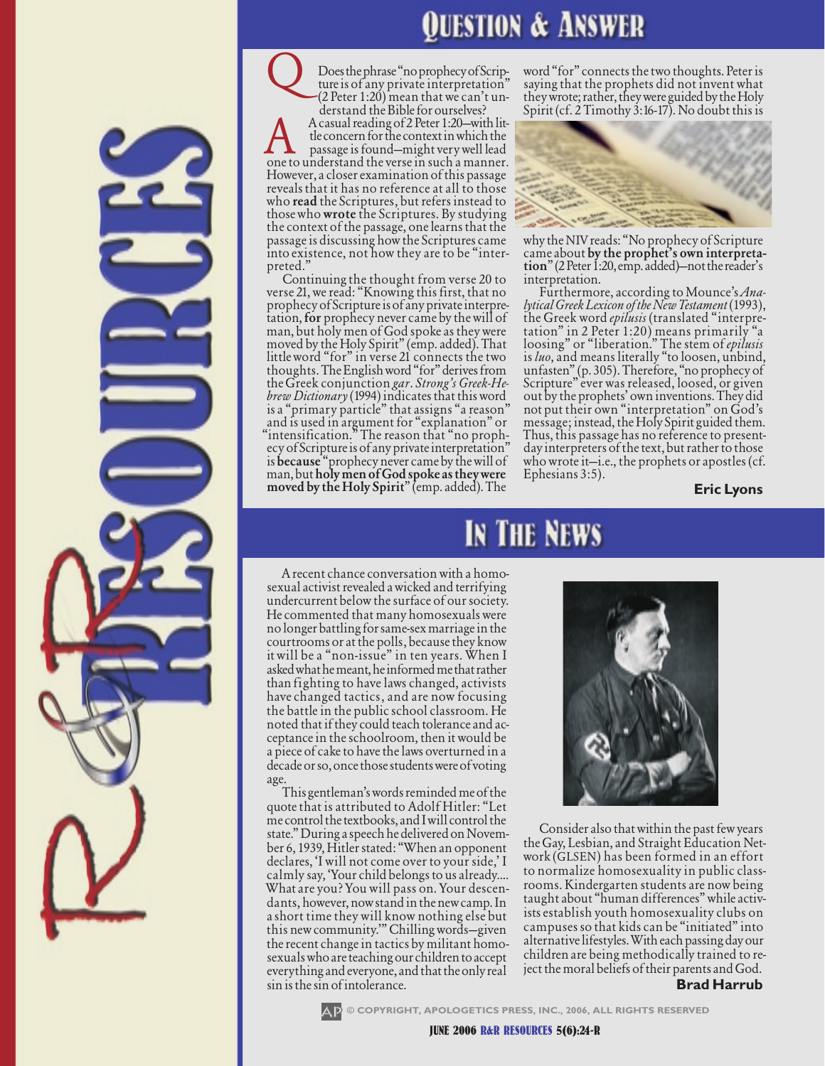# Question & Answer

**Q** Does the phrase "no prophecy of Scripture is of any private interpretation" (2 Peter 1:20) mean that we can't understand the Bible for ourselves?

**A** A casual reading of 2 Peter 1:20—with little concern for the context in which the passage is found—might very well lead one to understand the verse in such a manner. However, a closer examination of this passage reveals that it has no reference at all to those who **read** the Scriptures, but refers instead to those who **wrote** the Scriptures. By studying the context of the passage, one learns that the passage is discussing how the Scriptures came into existence, not how they are to be "interpreted."

Continuing the thought from verse 20 to verse 21, we read: "Knowing this first, that no prophecy of Scripture is of any private interpretation, **for** prophecy never came by the will of man, but holy men of God spoke as they were moved by the Holy Spirit" (emp. added). That little word "for" in verse 21 connects the two thoughts. The English word "for" derives from the Greek conjunction *gar*. *Strong's Greek-Hebrew Dictionary* (1994) indicates that this word is a "primary particle" that assigns "a reason" and is used in argument for "explanation" or "intensification." The reason that "no prophecy of Scripture is of any private interpretation" is **because** "prophecy never came by the will of man, but **holy men of God spoke as they were moved by the Holy Spirit**" (emp. added). The word "for" connects the two thoughts. Peter is saying that the prophets did not invent what they wrote; rather, they were guided by the Holy Spirit (cf. 2 Timothy 3:16-17). No doubt this is why the NIV reads: "No prophecy of Scripture came about **by the prophet's own interpretation**" (2 Peter 1:20, emp. added)—not the reader's interpretation.

Furthermore, according to Mounce's *Analytical Greek Lexicon of the New Testament* (1993), the Greek word *epilusis* (translated "interpretation" in 2 Peter 1:20) means primarily "a loosing" or "liberation." The stem of *epilusis* is *luo*, and means literally "to loosen, unbind, unfasten" (p. 305). Therefore, "no prophecy of Scripture" ever was released, loosed, or given out by the prophets' own inventions. They did not put their own "interpretation" on God's message; instead, the Holy Spirit guided them. Thus, this passage has no reference to present-day interpreters of the text, but rather to those who wrote it—i.e., the prophets or apostles (cf. Ephesians 3:5).

**Eric Lyons**

# In The News

A recent chance conversation with a homosexual activist revealed a wicked and terrifying undercurrent below the surface of our society. He commented that many homosexuals were no longer battling for same-sex marriage in the courtrooms or at the polls, because they know it will be a "non-issue" in ten years. When I asked what he meant, he informed me that rather than fighting to have laws changed, activists have changed tactics, and are now focusing the battle in the public school classroom. He noted that if they could teach tolerance and acceptance in the schoolroom, then it would be a piece of cake to have the laws overturned in a decade or so, once those students were of voting age.

This gentleman's words reminded me of the quote that is attributed to Adolf Hitler: "Let me control the textbooks, and I will control the state." During a speech he delivered on November 6, 1939, Hitler stated: "When an opponent declares, 'I will not come over to your side,' I calmly say, 'Your child belongs to us already.... What are you? You will pass on. Your descendants, however, now stand in the new camp. In a short time they will know nothing else but this new community.'" Chilling words—given the recent change in tactics by militant homosexuals who are teaching our children to accept everything and everyone, and that the only real sin is the sin of intolerance.

Consider also that within the past few years the Gay, Lesbian, and Straight Education Network (GLSEN) has been formed in an effort to normalize homosexuality in public classrooms. Kindergarten students are now being taught about "human differences" while activists establish youth homosexuality clubs on campuses so that kids can be "initiated" into alternative lifestyles. With each passing day our children are being methodically trained to reject the moral beliefs of their parents and God.

**Brad Harrub**

© COPYRIGHT, APOLOGETICS PRESS, INC., 2006, ALL RIGHTS RESERVED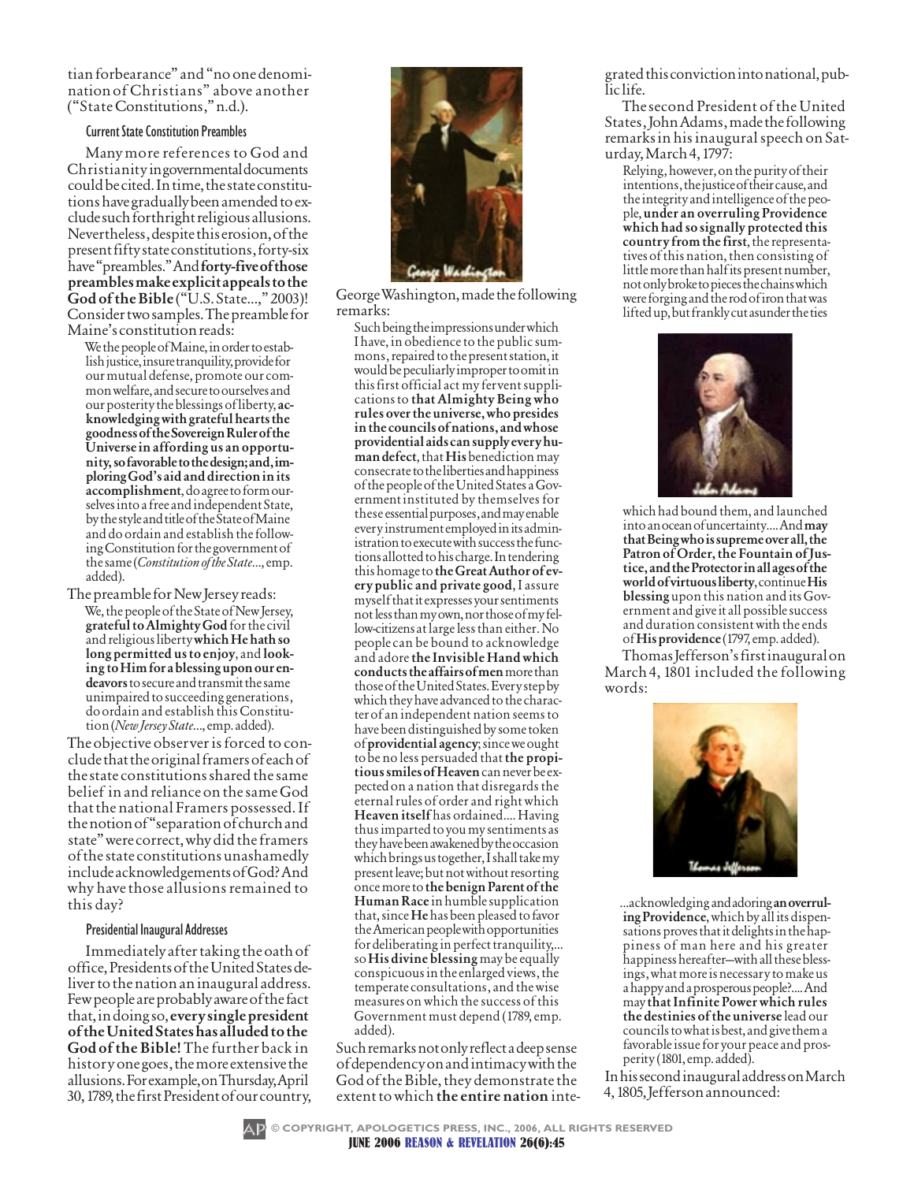tian forbearance" and "no one denomination of Christians" above another ("State Constitutions," n.d.).

### Current State Constitution Preambles

Many more references to God and Christianity in governmental documents could be cited. In time, the state constitutions have gradually been amended to exclude such forthright religious allusions. Nevertheless, despite this erosion, of the present fifty state constitutions, forty-six have "preambles." And **forty-five of those preambles make explicit appeals to the God of the Bible** ("U.S. State...," 2003)! Consider two samples. The preamble for Maine's constitution reads:

> We the people of Maine, in order to establish justice, insure tranquility, provide for our mutual defense, promote our common welfare, and secure to ourselves and our posterity the blessings of liberty, **acknowledging with grateful hearts the goodness of the Sovereign Ruler of the Universe in affording us an opportunity, so favorable to the design; and, imploring God's aid and direction in its accomplishment**, do agree to form ourselves into a free and independent State, by the style and title of the State of Maine and do ordain and establish the following Constitution for the government of the same (*Constitution of the State*..., emp. added).

The preamble for New Jersey reads:

> We, the people of the State of New Jersey, **grateful to Almighty God** for the civil and religious liberty **which He hath so long permitted us to enjoy**, and **looking to Him for a blessing upon our endeavors** to secure and transmit the same unimpaired to succeeding generations, do ordain and establish this Constitution (*New Jersey State*..., emp. added).

The objective observer is forced to conclude that the original framers of each of the state constitutions shared the same belief in and reliance on the same God that the national Framers possessed. If the notion of "separation of church and state" were correct, why did the framers of the state constitutions unashamedly include acknowledgements of God? And why have those allusions remained to this day?

### Presidential Inaugural Addresses

Immediately after taking the oath of office, Presidents of the United States deliver to the nation an inaugural address. Few people are probably aware of the fact that, in doing so, **every single president of the United States has alluded to the God of the Bible!** The further back in history one goes, the more extensive the allusions. For example, on Thursday, April 30, 1789, the first President of our country, George Washington, made the following remarks:

George Washington

> Such being the impressions under which I have, in obedience to the public summons, repaired to the present station, it would be peculiarly improper to omit in this first official act my fervent supplications to **that Almighty Being who rules over the universe, who presides in the councils of nations, and whose providential aids can supply every human defect**, that **His** benediction may consecrate to the liberties and happiness of the people of the United States a Government instituted by themselves for these essential purposes, and may enable every instrument employed in its administration to execute with success the functions allotted to his charge. In tendering this homage to **the Great Author of every public and private good**, I assure myself that it expresses your sentiments not less than my own, nor those of my fellow-citizens at large less than either. No people can be bound to acknowledge and adore **the Invisible Hand which conducts the affairs of men** more than those of the United States. Every step by which they have advanced to the character of an independent nation seems to have been distinguished by some token of **providential agency**; since we ought to be no less persuaded that **the propitious smiles of Heaven** can never be expected on a nation that disregards the eternal rules of order and right which **Heaven itself** has ordained.... Having thus imparted to you my sentiments as they have been awakened by the occasion which brings us together, I shall take my present leave; but not without resorting once more to **the benign Parent of the Human Race** in humble supplication that, since **He** has been pleased to favor the American people with opportunities for deliberating in perfect tranquility,... so **His divine blessing** may be equally conspicuous in the enlarged views, the temperate consultations, and the wise measures on which the success of this Government must depend (1789, emp. added).

Such remarks not only reflect a deep sense of dependency on and intimacy with the God of the Bible, they demonstrate the extent to which **the entire nation** integrated this conviction into national, public life.

The second President of the United States, John Adams, made the following remarks in his inaugural speech on Saturday, March 4, 1797:

> Relying, however, on the purity of their intentions, the justice of their cause, and the integrity and intelligence of the people, **under an overruling Providence which had so signally protected this country from the first**, the representatives of this nation, then consisting of little more than half its present number, not only broke to pieces the chains which were forging and the rod of iron that was lifted up, but frankly cut asunder the ties which had bound them, and launched into an ocean of uncertainty.... And **may that Being who is supreme over all, the Patron of Order, the Fountain of Justice, and the Protector in all ages of the world of virtuous liberty**, continue **His blessing** upon this nation and its Government and give it all possible success and duration consistent with the ends of **His providence** (1797, emp. added).

John Adams

Thomas Jefferson's first inaugural on March 4, 1801 included the following words:

Thomas Jefferson

> ...acknowledging and adoring **an overruling Providence**, which by all its dispensations proves that it delights in the happiness of man here and his greater happiness hereafter—with all these blessings, what more is necessary to make us a happy and a prosperous people?.... And may **that Infinite Power which rules the destinies of the universe** lead our councils to what is best, and give them a favorable issue for your peace and prosperity (1801, emp. added).

In his second inaugural address on March 4, 1805, Jefferson announced: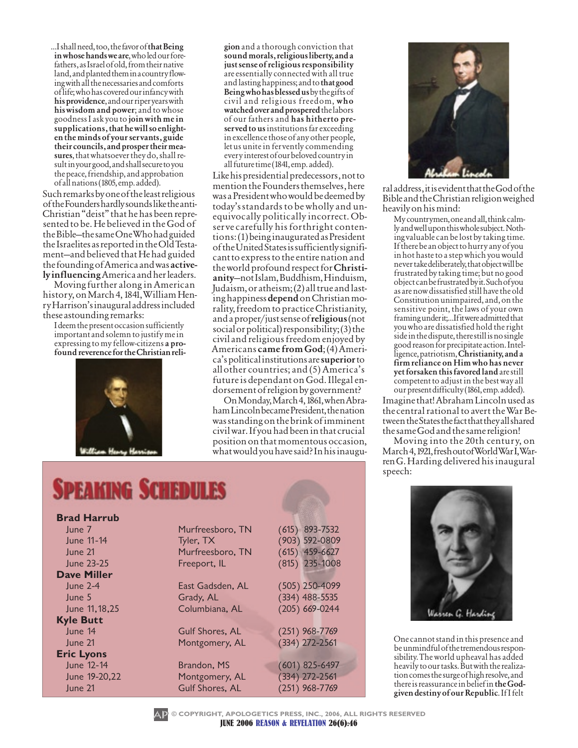...I shall need, too, the favor of **that Being in whose hands we are**, who led our forefathers, as Israel of old, from their native land, and planted them in a country flowing with all the necessaries and comforts of life; who has covered our infancy with **his providence**, and our riper years with **his wisdom and power**; and to whose goodness I ask you to **join with me in supplications, that he will so enlighten the minds of your servants, guide their councils, and prosper their measures**, that whatsoever they do, shall result in your good, and shall secure to you the peace, friendship, and approbation of all nations (1805, emp. added).

Such remarks by one of the least religious of the Founders hardly sounds like the anti-Christian "deist" that he has been represented to be. He believed in the God of the Bible—the same One Who had guided the Israelites as reported in the Old Testament—and believed that He had guided the founding of America and was **actively influencing** America and her leaders.

Moving further along in American history, on March 4, 1841, William Henry Harrison's inaugural address included these astounding remarks:

> I deem the present occasion sufficiently important and solemn to justify me in expressing to my fellow-citizens **a profound reverence for the Christian religion** and a thorough conviction that **sound morals, religious liberty, and a just sense of religious responsibility** are essentially connected with all true and lasting happiness; and to **that good Being who has blessed us** by the gifts of civil and religious freedom, **who watched over and prospered** the labors of our fathers and **has hitherto preserved to us** institutions far exceeding in excellence those of any other people, let us unite in fervently commending every interest of our beloved country in all future time (1841, emp. added).

William Henry Harrison

Like his presidential predecessors, not to mention the Founders themselves, here was a President who would be deemed by today's standards to be wholly and unequivocally politically incorrect. Observe carefully his forthright contentions: (1) being inaugurated as President of the United States is sufficiently significant to express to the entire nation and the world profound respect for **Christianity**—not Islam, Buddhism, Hinduism, Judaism, or atheism; (2) all true and lasting happiness **depend** on Christian morality, freedom to practice Christianity, and a proper/just sense of **religious** (not social or political) responsibility; (3) the civil and religious freedom enjoyed by Americans **came from God**; (4) America's political institutions are **superior** to all other countries; and (5) America's future is dependant on God. Illegal endorsement of religion by government?

On Monday, March 4, 1861, when Abraham Lincoln became President, the nation was standing on the brink of imminent civil war. If you had been in that crucial position on that momentous occasion, what would you have said? In his inaugural address, it is evident that the God of the Bible and the Christian religion weighed heavily on his mind:

Abraham Lincoln

> My countrymen, one and all, think calmly and well upon this whole subject. Nothing valuable can be lost by taking time. If there be an object to hurry any of you in hot haste to a step which you would never take deliberately, that object will be frustrated by taking time; but no good object can be frustrated by it. Such of you as are now dissatisfied still have the old Constitution unimpaired, and, on the sensitive point, the laws of your own framing under it;...If it were admitted that you who are dissatisfied hold the right side in the dispute, there still is no single good reason for precipitate action. Intelligence, patriotism, **Christianity, and a firm reliance on Him who has never yet forsaken this favored land** are still competent to adjust in the best way all our present difficulty (1861, emp. added).

Imagine that! Abraham Lincoln used as the central rational to avert the War Between the States the fact that they all shared the same God and the same religion!

Moving into the 20th century, on March 4, 1921, fresh out of World War I, Warren G. Harding delivered his inaugural speech:

Warren G. Harding

> One cannot stand in this presence and be unmindful of the tremendous responsibility. The world upheaval has added heavily to our tasks. But with the realization comes the surge of high resolve, and there is reassurance in belief in **the God-given destiny of our Republic**. If I felt

## Speaking Schedules

| | | |
|---|---|---|
| **Brad Harrub** | | |
| June 7 | Murfreesboro, TN | (615) 893-7532 |
| June 11-14 | Tyler, TX | (903) 592-0809 |
| June 21 | Murfreesboro, TN | (615) 459-6627 |
| June 23-25 | Freeport, IL | (815) 235-1008 |
| **Dave Miller** | | |
| June 2-4 | East Gadsden, AL | (505) 250-4099 |
| June 5 | Grady, AL | (334) 488-5535 |
| June 11,18,25 | Columbiana, AL | (205) 669-0244 |
| **Kyle Butt** | | |
| June 14 | Gulf Shores, AL | (251) 968-7769 |
| June 21 | Montgomery, AL | (334) 272-2561 |
| **Eric Lyons** | | |
| June 12-14 | Brandon, MS | (601) 825-6497 |
| June 19-20,22 | Montgomery, AL | (334) 272-2561 |
| June 21 | Gulf Shores, AL | (251) 968-7769 |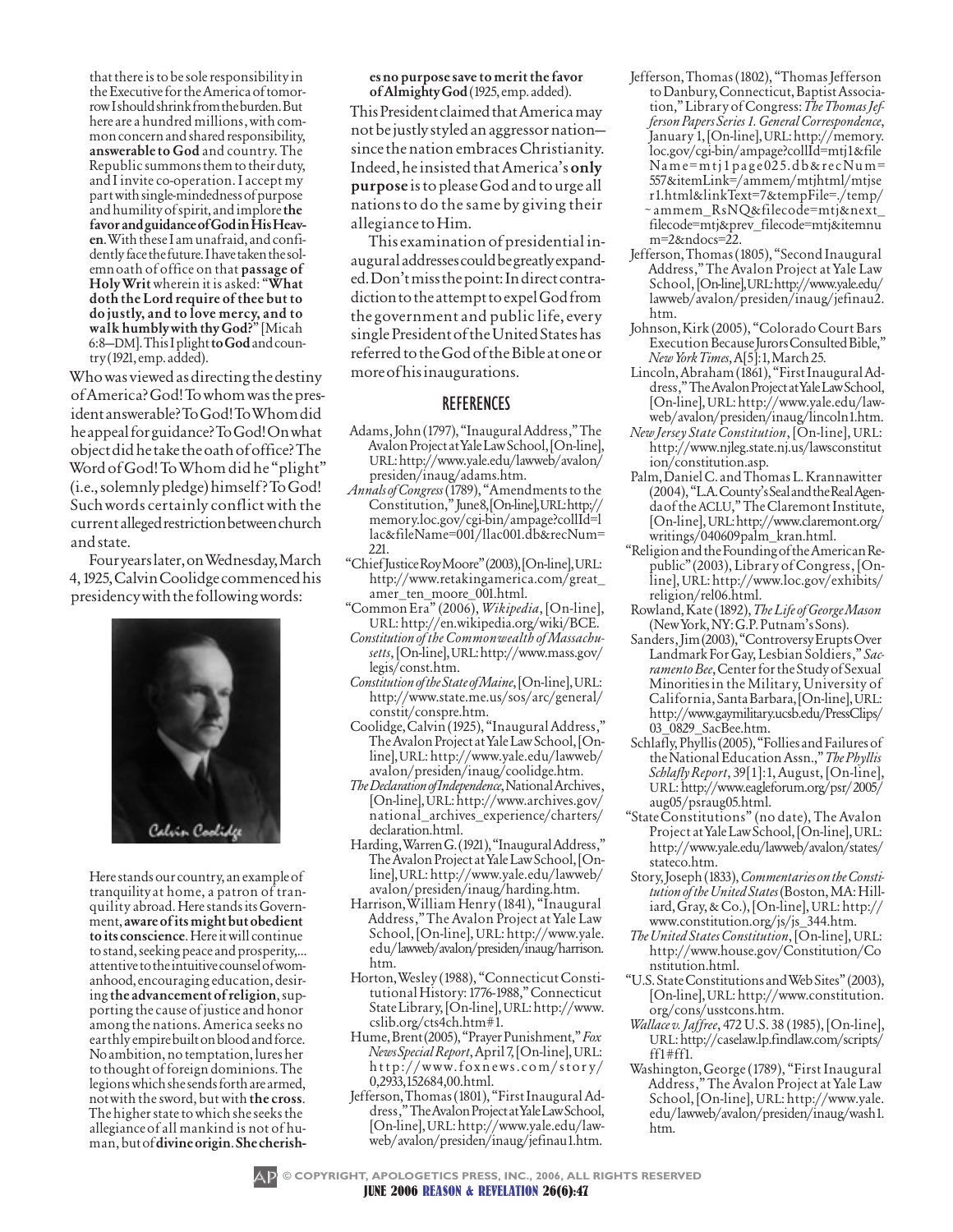that there is to be sole responsibility in the Executive for the America of tomorrow I should shrink from the burden. But here are a hundred millions, with common concern and shared responsibility, **answerable to God** and country. The Republic summons them to their duty, and I invite co-operation. I accept my part with single-mindedness of purpose and humility of spirit, and implore **the favor and guidance of God in His Heaven**. With these I am unafraid, and confidently face the future. I have taken the solemn oath of office on that **passage of Holy Writ** wherein it is asked: **"What doth the Lord require of thee but to do justly, and to love mercy, and to walk humbly with thy God?"** [Micah 6:8—DM]. This I plight **to God** and country (1921, emp. added).

Who was viewed as directing the destiny of America? God! To whom was the president answerable? To God! To Whom did he appeal for guidance? To God! On what object did he take the oath of office? The Word of God! To Whom did he "plight" (i.e., solemnly pledge) himself? To God! Such words certainly conflict with the current alleged restriction between church and state.

Four years later, on Wednesday, March 4, 1925, Calvin Coolidge commenced his presidency with the following words:

Calvin Coolidge

Here stands our country, an example of tranquility at home, a patron of tranquility abroad. Here stands its Government, **aware of its might but obedient to its conscience**. Here it will continue to stand, seeking peace and prosperity,... attentive to the intuitive counsel of womanhood, encouraging education, desiring **the advancement of religion**, supporting the cause of justice and honor among the nations. America seeks no earthly empire built on blood and force. No ambition, no temptation, lures her to thought of foreign dominions. The legions which she sends forth are armed, not with the sword, but with **the cross**. The higher state to which she seeks the allegiance of all mankind is not of human, but of **divine origin**. **She cherishes no purpose save to merit the favor of Almighty God** (1925, emp. added).

This President claimed that America may not be justly styled an aggressor nation—since the nation embraces Christianity. Indeed, he insisted that America's **only purpose** is to please God and to urge all nations to do the same by giving their allegiance to Him.

This examination of presidential inaugural addresses could be greatly expanded. Don't miss the point: In direct contradiction to the attempt to expel God from the government and public life, every single President of the United States has referred to the God of the Bible at one or more of his inaugurations.

## REFERENCES

Adams, John (1797), "Inaugural Address," The Avalon Project at Yale Law School, [On-line], URL: http://www.yale.edu/lawweb/avalon/presiden/inaug/adams.htm.

*Annals of Congress* (1789), "Amendments to the Constitution," June 8, [On-line], URL: http://memory.loc.gov/cgi-bin/ampage?collId=llac&fileName=001/llac001.db&recNum=221.

"Chief Justice Roy Moore" (2003), [On-line], URL: http://www.retakingamerica.com/great_amer_ten_moore_001.html.

"Common Era" (2006), *Wikipedia*, [On-line], URL: http://en.wikipedia.org/wiki/BCE.

*Constitution of the Commonwealth of Massachusetts*, [On-line], URL: http://www.mass.gov/legis/const.htm.

*Constitution of the State of Maine*, [On-line], URL: http://www.state.me.us/sos/arc/general/constit/conspre.htm.

Coolidge, Calvin (1925), "Inaugural Address," The Avalon Project at Yale Law School, [On-line], URL: http://www.yale.edu/lawweb/avalon/presiden/inaug/coolidge.htm.

*The Declaration of Independence*, National Archives, [On-line], URL: http://www.archives.gov/national_archives_experience/charters/declaration.html.

Harding, Warren G. (1921), "Inaugural Address," The Avalon Project at Yale Law School, [On-line], URL: http://www.yale.edu/lawweb/avalon/presiden/inaug/harding.htm.

Harrison, William Henry (1841), "Inaugural Address," The Avalon Project at Yale Law School, [On-line], URL: http://www.yale.edu/lawweb/avalon/presiden/inaug/harrison.htm.

Horton, Wesley (1988), "Connecticut Constitutional History: 1776-1988," Connecticut State Library, [On-line], URL: http://www.cslib.org/cts4ch.htm#1.

Hume, Brent (2005), "Prayer Punishment," *Fox News Special Report*, April 7, [On-line], URL: http://www.foxnews.com/story/0,2933,152684,00.html.

Jefferson, Thomas (1801), "First Inaugural Address," The Avalon Project at Yale Law School, [On-line], URL: http://www.yale.edu/lawweb/avalon/presiden/inaug/jefinau1.htm.

Jefferson, Thomas (1802), "Thomas Jefferson to Danbury, Connecticut, Baptist Association," Library of Congress: *The Thomas Jefferson Papers Series 1. General Correspondence*, January 1, [On-line], URL: http://memory.loc.gov/cgi-bin/ampage?collId=mtj1&fileName=mtj1page025.db&recNum=557&itemLink=/ammem/mtjhtml/mtjser1.html&linkText=7&tempFile=./temp/~ammem_RsNQ&filecode=mtj&next_filecode=mtj&prev_filecode=mtj&itemnum=2&ndocs=22.

Jefferson, Thomas (1805), "Second Inaugural Address," The Avalon Project at Yale Law School, [On-line], URL: http://www.yale.edu/lawweb/avalon/presiden/inaug/jefinau2.htm.

Johnson, Kirk (2005), "Colorado Court Bars Execution Because Jurors Consulted Bible," *New York Times*, A[5]:1, March 25.

Lincoln, Abraham (1861), "First Inaugural Address," The Avalon Project at Yale Law School, [On-line], URL: http://www.yale.edu/lawweb/avalon/presiden/inaug/lincoln1.htm.

*New Jersey State Constitution*, [On-line], URL: http://www.njleg.state.nj.us/lawsconstitution/constitution.asp.

Palm, Daniel C. and Thomas L. Krannawitter (2004), "L.A. County's Seal and the Real Agenda of the ACLU," The Claremont Institute, [On-line], URL: http://www.claremont.org/writings/040609palm_kran.html.

"Religion and the Founding of the American Republic" (2003), Library of Congress, [On-line], URL: http://www.loc.gov/exhibits/religion/rel06.html.

Rowland, Kate (1892), *The Life of George Mason* (New York, NY: G.P. Putnam's Sons).

Sanders, Jim (2003), "Controversy Erupts Over Landmark For Gay, Lesbian Soldiers," *Sacramento Bee*, Center for the Study of Sexual Minorities in the Military, University of California, Santa Barbara, [On-line], URL: http://www.gaymilitary.ucsb.edu/PressClips/03_0829_SacBee.htm.

Schlafly, Phyllis (2005), "Follies and Failures of the National Education Assn.," *The Phyllis Schlafly Report*, 39[1]:1, August, [On-line], URL: http://www.eagleforum.org/psr/2005/aug05/psraug05.html.

"State Constitutions" (no date), The Avalon Project at Yale Law School, [On-line], URL: http://www.yale.edu/lawweb/avalon/states/stateco.htm.

Story, Joseph (1833), *Commentaries on the Constitution of the United States* (Boston, MA: Hilliard, Gray, & Co.), [On-line], URL: http://www.constitution.org/js/js_344.htm.

*The United States Constitution*, [On-line], URL: http://www.house.gov/Constitution/Constitution.html.

"U.S. State Constitutions and Web Sites" (2003), [On-line], URL: http://www.constitution.org/cons/usstcons.htm.

*Wallace v. Jaffree*, 472 U.S. 38 (1985), [On-line], URL: http://caselaw.lp.findlaw.com/scripts/ff1#ff1.

Washington, George (1789), "First Inaugural Address," The Avalon Project at Yale Law School, [On-line], URL: http://www.yale.edu/lawweb/avalon/presiden/inaug/wash1.htm.

© COPYRIGHT, APOLOGETICS PRESS, INC., 2006, ALL RIGHTS RESERVED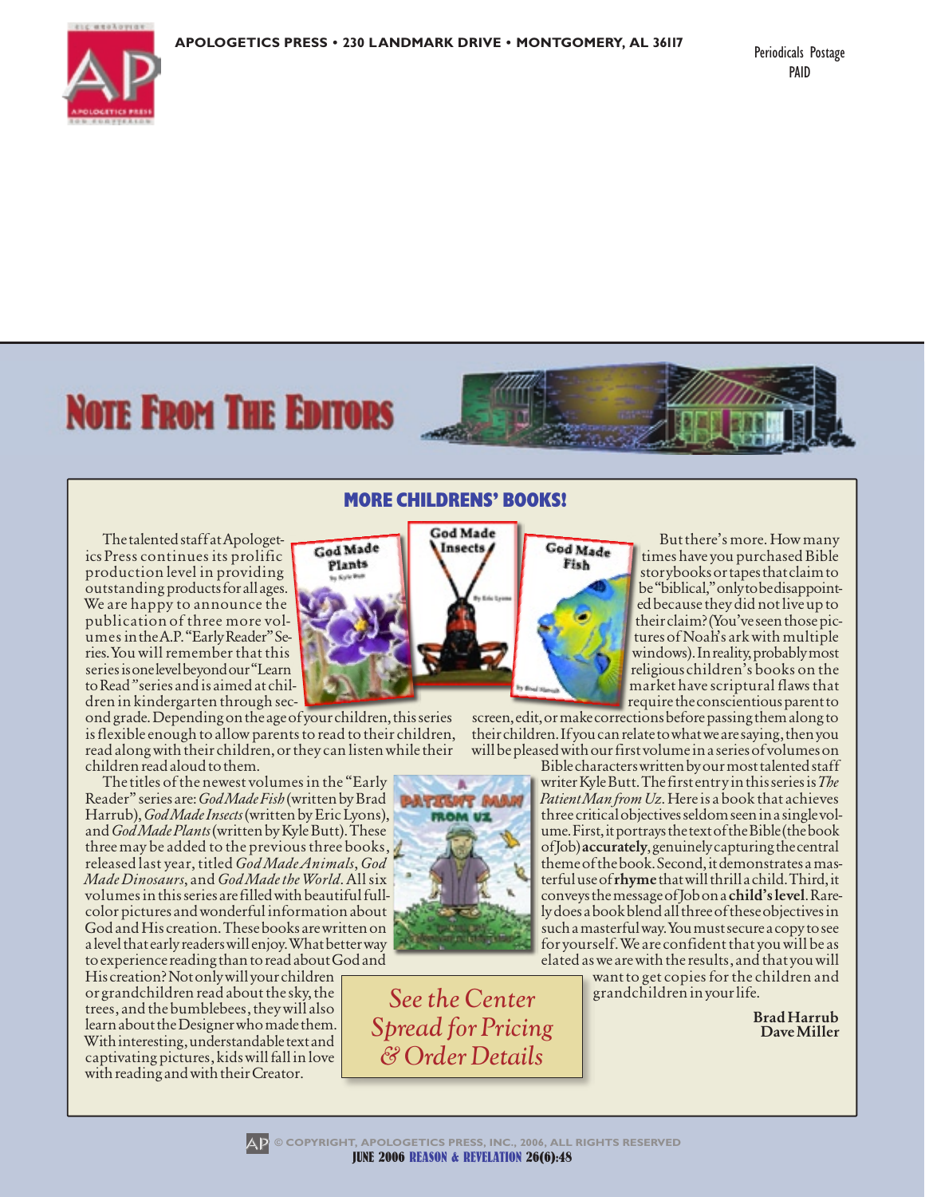APOLOGETICS PRESS • 230 LANDMARK DRIVE • MONTGOMERY, AL 36117

Periodicals Postage PAID

# NOTE FROM THE EDITORS

## MORE CHILDRENS' BOOKS!

The talented staff at Apologetics Press continues its prolific production level in providing outstanding products for all ages. We are happy to announce the publication of three more volumes in the A.P. "Early Reader" Series. You will remember that this series is one level beyond our "Learn to Read" series and is aimed at children in kindergarten through second grade. Depending on the age of your children, this series is flexible enough to allow parents to read to their children, read along with their children, or they can listen while their children read aloud to them.

The titles of the newest volumes in the "Early Reader" series are: *God Made Fish* (written by Brad Harrub), *God Made Insects* (written by Eric Lyons), and *God Made Plants* (written by Kyle Butt). These three may be added to the previous three books, released last year, titled *God Made Animals*, *God Made Dinosaurs*, and *God Made the World*. All six volumes in this series are filled with beautiful full-color pictures and wonderful information about God and His creation. These books are written on a level that early readers will enjoy. What better way to experience reading than to read about God and His creation? Not only will your children or grandchildren read about the sky, the trees, and the bumblebees, they will also learn about the Designer who made them. With interesting, understandable text and captivating pictures, kids will fall in love with reading and with their Creator.

But there's more. How many times have you purchased Bible storybooks or tapes that claim to be "biblical," only to be disappointed because they did not live up to their claim? (You've seen those pictures of Noah's ark with multiple windows). In reality, probably most religious children's books on the market have scriptural flaws that require the conscientious parent to screen, edit, or make corrections before passing them along to their children. If you can relate to what we are saying, then you will be pleased with our first volume in a series of volumes on Bible characters written by our most talented staff writer Kyle Butt. The first entry in this series is *The Patient Man from Uz*. Here is a book that achieves three critical objectives seldom seen in a single volume. First, it portrays the text of the Bible (the book of Job) **accurately**, genuinely capturing the central theme of the book. Second, it demonstrates a masterful use of **rhyme** that will thrill a child. Third, it conveys the message of Job on a **child's level**. Rarely does a book blend all three of these objectives in such a masterful way. You must secure a copy to see for yourself. We are confident that you will be as elated as we are with the results, and that you will want to get copies for the children and grandchildren in your life.

**Brad Harrub**
**Dave Miller**

*See the Center Spread for Pricing & Order Details*

© COPYRIGHT, APOLOGETICS PRESS, INC., 2006, ALL RIGHTS RESERVED